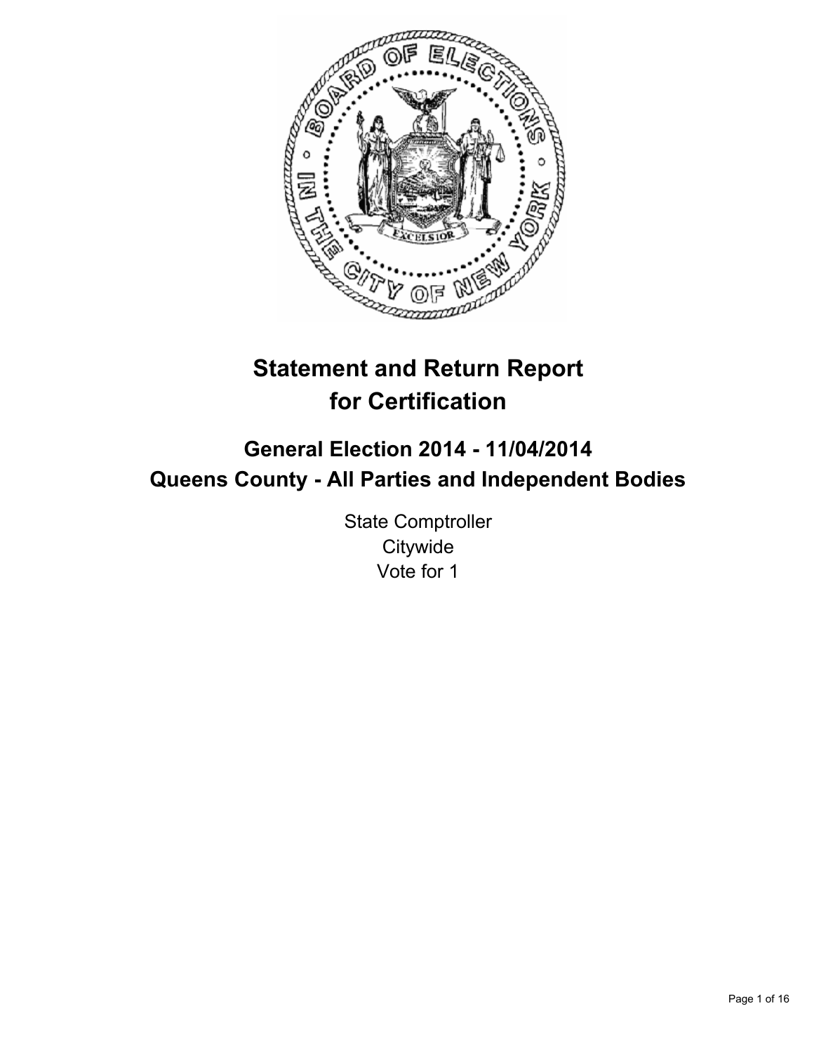# Statement and Return Report for Certification

## General Election 2014 - 11/04/2014
## Queens County - All Parties and Independent Bodies

State Comptroller
Citywide
Vote for 1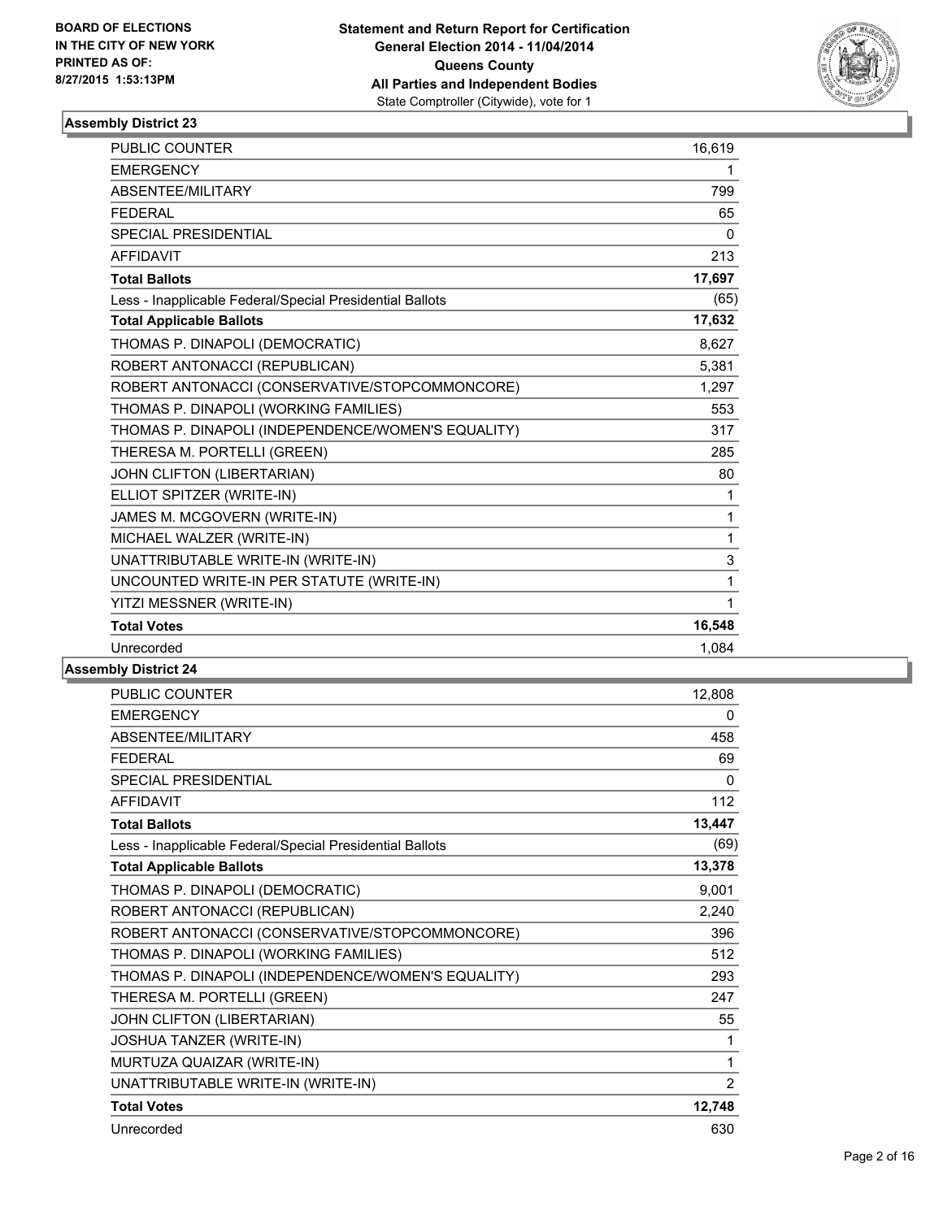BOARD OF ELECTIONS
IN THE CITY OF NEW YORK
PRINTED AS OF:
8/27/2015 1:53:13PM

**Statement and Return Report for Certification**
**General Election 2014 - 11/04/2014**
**Queens County**
**All Parties and Independent Bodies**
State Comptroller (Citywide), vote for 1

### Assembly District 23

| | |
|---|---|
| PUBLIC COUNTER | 16,619 |
| EMERGENCY | 1 |
| ABSENTEE/MILITARY | 799 |
| FEDERAL | 65 |
| SPECIAL PRESIDENTIAL | 0 |
| AFFIDAVIT | 213 |
| **Total Ballots** | **17,697** |
| Less - Inapplicable Federal/Special Presidential Ballots | (65) |
| **Total Applicable Ballots** | **17,632** |
| THOMAS P. DINAPOLI (DEMOCRATIC) | 8,627 |
| ROBERT ANTONACCI (REPUBLICAN) | 5,381 |
| ROBERT ANTONACCI (CONSERVATIVE/STOPCOMMONCORE) | 1,297 |
| THOMAS P. DINAPOLI (WORKING FAMILIES) | 553 |
| THOMAS P. DINAPOLI (INDEPENDENCE/WOMEN'S EQUALITY) | 317 |
| THERESA M. PORTELLI (GREEN) | 285 |
| JOHN CLIFTON (LIBERTARIAN) | 80 |
| ELLIOT SPITZER (WRITE-IN) | 1 |
| JAMES M. MCGOVERN (WRITE-IN) | 1 |
| MICHAEL WALZER (WRITE-IN) | 1 |
| UNATTRIBUTABLE WRITE-IN (WRITE-IN) | 3 |
| UNCOUNTED WRITE-IN PER STATUTE (WRITE-IN) | 1 |
| YITZI MESSNER (WRITE-IN) | 1 |
| **Total Votes** | **16,548** |
| Unrecorded | 1,084 |

### Assembly District 24

| | |
|---|---|
| PUBLIC COUNTER | 12,808 |
| EMERGENCY | 0 |
| ABSENTEE/MILITARY | 458 |
| FEDERAL | 69 |
| SPECIAL PRESIDENTIAL | 0 |
| AFFIDAVIT | 112 |
| **Total Ballots** | **13,447** |
| Less - Inapplicable Federal/Special Presidential Ballots | (69) |
| **Total Applicable Ballots** | **13,378** |
| THOMAS P. DINAPOLI (DEMOCRATIC) | 9,001 |
| ROBERT ANTONACCI (REPUBLICAN) | 2,240 |
| ROBERT ANTONACCI (CONSERVATIVE/STOPCOMMONCORE) | 396 |
| THOMAS P. DINAPOLI (WORKING FAMILIES) | 512 |
| THOMAS P. DINAPOLI (INDEPENDENCE/WOMEN'S EQUALITY) | 293 |
| THERESA M. PORTELLI (GREEN) | 247 |
| JOHN CLIFTON (LIBERTARIAN) | 55 |
| JOSHUA TANZER (WRITE-IN) | 1 |
| MURTUZA QUAIZAR (WRITE-IN) | 1 |
| UNATTRIBUTABLE WRITE-IN (WRITE-IN) | 2 |
| **Total Votes** | **12,748** |
| Unrecorded | 630 |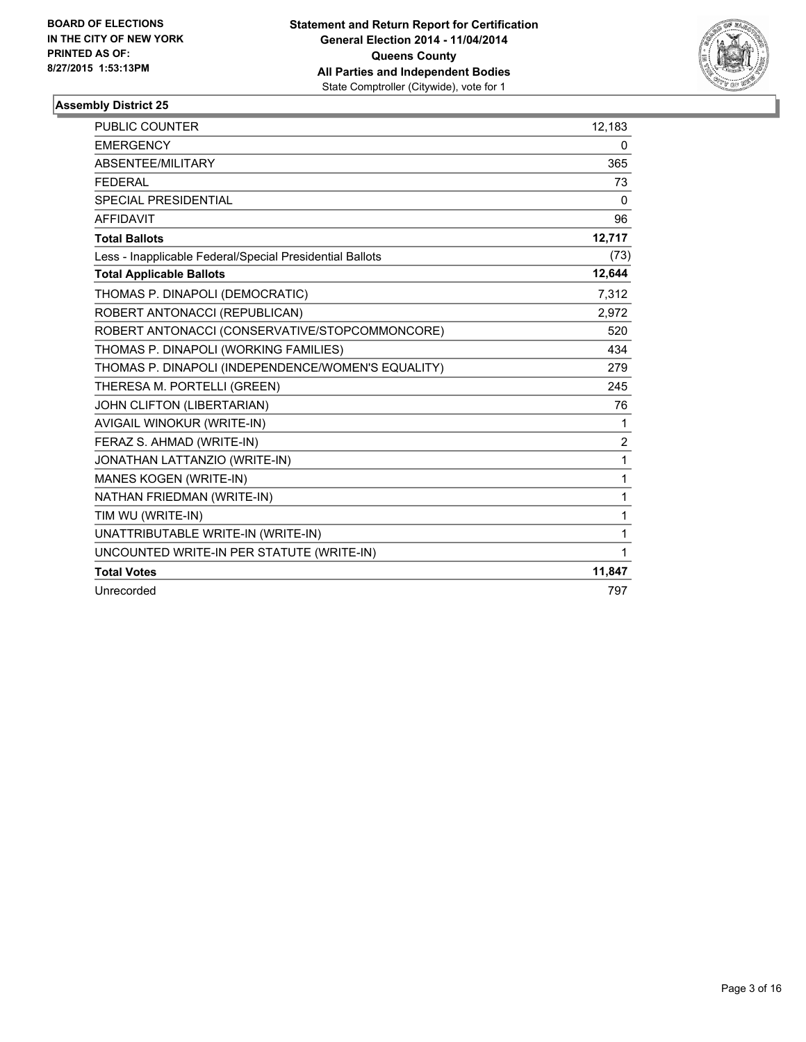**BOARD OF ELECTIONS IN THE CITY OF NEW YORK PRINTED AS OF: 8/27/2015 1:53:13PM**

**Statement and Return Report for Certification General Election 2014 - 11/04/2014 Queens County All Parties and Independent Bodies**
State Comptroller (Citywide), vote for 1

### Assembly District 25

| | |
|---|---|
| PUBLIC COUNTER | 12,183 |
| EMERGENCY | 0 |
| ABSENTEE/MILITARY | 365 |
| FEDERAL | 73 |
| SPECIAL PRESIDENTIAL | 0 |
| AFFIDAVIT | 96 |
| **Total Ballots** | **12,717** |
| Less - Inapplicable Federal/Special Presidential Ballots | (73) |
| **Total Applicable Ballots** | **12,644** |
| THOMAS P. DINAPOLI (DEMOCRATIC) | 7,312 |
| ROBERT ANTONACCI (REPUBLICAN) | 2,972 |
| ROBERT ANTONACCI (CONSERVATIVE/STOPCOMMONCORE) | 520 |
| THOMAS P. DINAPOLI (WORKING FAMILIES) | 434 |
| THOMAS P. DINAPOLI (INDEPENDENCE/WOMEN'S EQUALITY) | 279 |
| THERESA M. PORTELLI (GREEN) | 245 |
| JOHN CLIFTON (LIBERTARIAN) | 76 |
| AVIGAIL WINOKUR (WRITE-IN) | 1 |
| FERAZ S. AHMAD (WRITE-IN) | 2 |
| JONATHAN LATTANZIO (WRITE-IN) | 1 |
| MANES KOGEN (WRITE-IN) | 1 |
| NATHAN FRIEDMAN (WRITE-IN) | 1 |
| TIM WU (WRITE-IN) | 1 |
| UNATTRIBUTABLE WRITE-IN (WRITE-IN) | 1 |
| UNCOUNTED WRITE-IN PER STATUTE (WRITE-IN) | 1 |
| **Total Votes** | **11,847** |
| Unrecorded | 797 |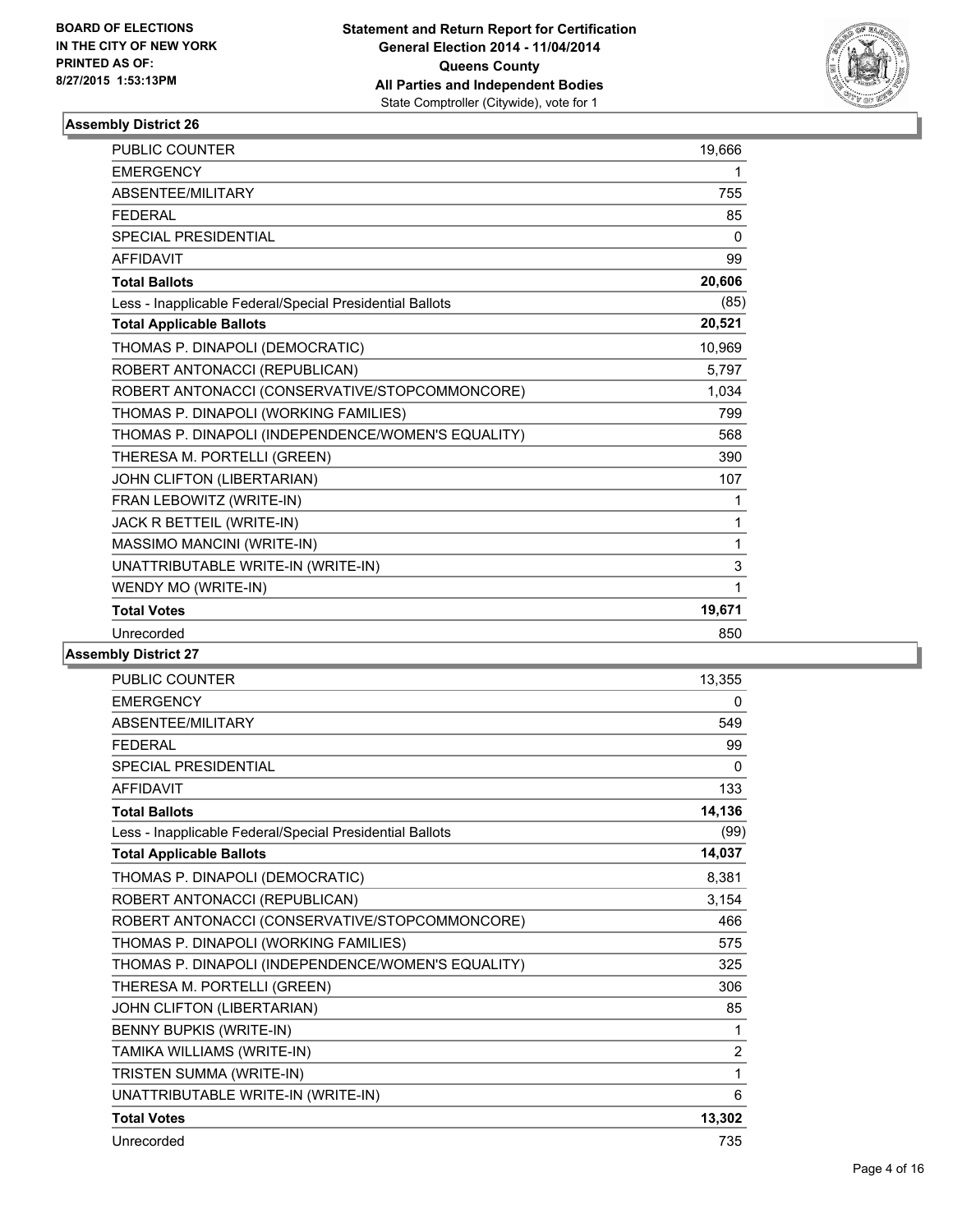BOARD OF ELECTIONS
IN THE CITY OF NEW YORK
PRINTED AS OF:
8/27/2015 1:53:13PM

**Statement and Return Report for Certification**
**General Election 2014 - 11/04/2014**
**Queens County**
**All Parties and Independent Bodies**
State Comptroller (Citywide), vote for 1

### Assembly District 26

| | |
|---|---|
| PUBLIC COUNTER | 19,666 |
| EMERGENCY | 1 |
| ABSENTEE/MILITARY | 755 |
| FEDERAL | 85 |
| SPECIAL PRESIDENTIAL | 0 |
| AFFIDAVIT | 99 |
| **Total Ballots** | **20,606** |
| Less - Inapplicable Federal/Special Presidential Ballots | (85) |
| **Total Applicable Ballots** | **20,521** |
| THOMAS P. DINAPOLI (DEMOCRATIC) | 10,969 |
| ROBERT ANTONACCI (REPUBLICAN) | 5,797 |
| ROBERT ANTONACCI (CONSERVATIVE/STOPCOMMONCORE) | 1,034 |
| THOMAS P. DINAPOLI (WORKING FAMILIES) | 799 |
| THOMAS P. DINAPOLI (INDEPENDENCE/WOMEN'S EQUALITY) | 568 |
| THERESA M. PORTELLI (GREEN) | 390 |
| JOHN CLIFTON (LIBERTARIAN) | 107 |
| FRAN LEBOWITZ (WRITE-IN) | 1 |
| JACK R BETTEIL (WRITE-IN) | 1 |
| MASSIMO MANCINI (WRITE-IN) | 1 |
| UNATTRIBUTABLE WRITE-IN (WRITE-IN) | 3 |
| WENDY MO (WRITE-IN) | 1 |
| **Total Votes** | **19,671** |
| Unrecorded | 850 |

### Assembly District 27

| | |
|---|---|
| PUBLIC COUNTER | 13,355 |
| EMERGENCY | 0 |
| ABSENTEE/MILITARY | 549 |
| FEDERAL | 99 |
| SPECIAL PRESIDENTIAL | 0 |
| AFFIDAVIT | 133 |
| **Total Ballots** | **14,136** |
| Less - Inapplicable Federal/Special Presidential Ballots | (99) |
| **Total Applicable Ballots** | **14,037** |
| THOMAS P. DINAPOLI (DEMOCRATIC) | 8,381 |
| ROBERT ANTONACCI (REPUBLICAN) | 3,154 |
| ROBERT ANTONACCI (CONSERVATIVE/STOPCOMMONCORE) | 466 |
| THOMAS P. DINAPOLI (WORKING FAMILIES) | 575 |
| THOMAS P. DINAPOLI (INDEPENDENCE/WOMEN'S EQUALITY) | 325 |
| THERESA M. PORTELLI (GREEN) | 306 |
| JOHN CLIFTON (LIBERTARIAN) | 85 |
| BENNY BUPKIS (WRITE-IN) | 1 |
| TAMIKA WILLIAMS (WRITE-IN) | 2 |
| TRISTEN SUMMA (WRITE-IN) | 1 |
| UNATTRIBUTABLE WRITE-IN (WRITE-IN) | 6 |
| **Total Votes** | **13,302** |
| Unrecorded | 735 |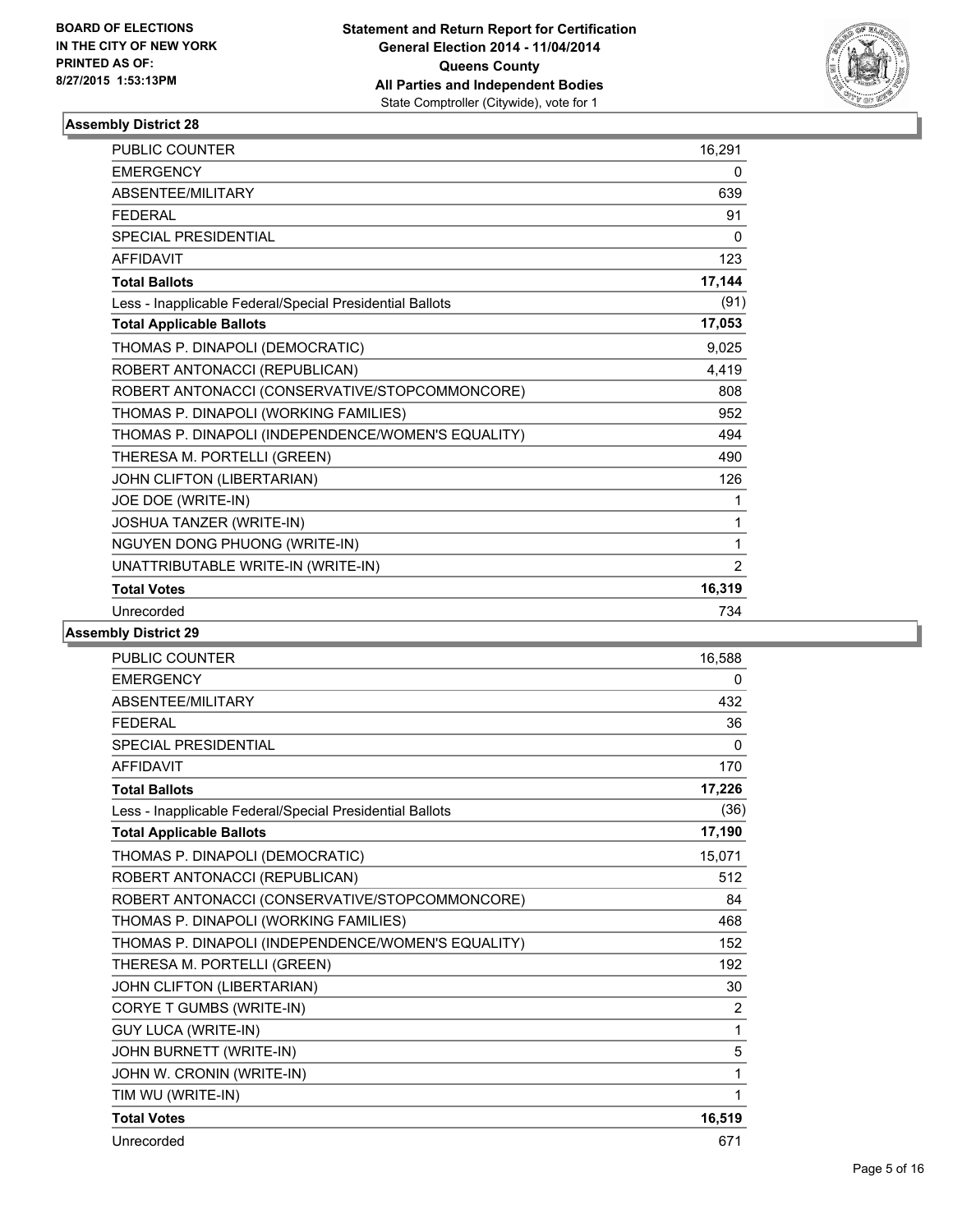BOARD OF ELECTIONS
IN THE CITY OF NEW YORK
PRINTED AS OF:
8/27/2015 1:53:13PM

**Statement and Return Report for Certification**
**General Election 2014 - 11/04/2014**
**Queens County**
**All Parties and Independent Bodies**
State Comptroller (Citywide), vote for 1

### Assembly District 28

| | |
|---|---|
| PUBLIC COUNTER | 16,291 |
| EMERGENCY | 0 |
| ABSENTEE/MILITARY | 639 |
| FEDERAL | 91 |
| SPECIAL PRESIDENTIAL | 0 |
| AFFIDAVIT | 123 |
| **Total Ballots** | **17,144** |
| Less - Inapplicable Federal/Special Presidential Ballots | (91) |
| **Total Applicable Ballots** | **17,053** |
| THOMAS P. DINAPOLI (DEMOCRATIC) | 9,025 |
| ROBERT ANTONACCI (REPUBLICAN) | 4,419 |
| ROBERT ANTONACCI (CONSERVATIVE/STOPCOMMONCORE) | 808 |
| THOMAS P. DINAPOLI (WORKING FAMILIES) | 952 |
| THOMAS P. DINAPOLI (INDEPENDENCE/WOMEN'S EQUALITY) | 494 |
| THERESA M. PORTELLI (GREEN) | 490 |
| JOHN CLIFTON (LIBERTARIAN) | 126 |
| JOE DOE (WRITE-IN) | 1 |
| JOSHUA TANZER (WRITE-IN) | 1 |
| NGUYEN DONG PHUONG (WRITE-IN) | 1 |
| UNATTRIBUTABLE WRITE-IN (WRITE-IN) | 2 |
| **Total Votes** | **16,319** |
| Unrecorded | 734 |

### Assembly District 29

| | |
|---|---|
| PUBLIC COUNTER | 16,588 |
| EMERGENCY | 0 |
| ABSENTEE/MILITARY | 432 |
| FEDERAL | 36 |
| SPECIAL PRESIDENTIAL | 0 |
| AFFIDAVIT | 170 |
| **Total Ballots** | **17,226** |
| Less - Inapplicable Federal/Special Presidential Ballots | (36) |
| **Total Applicable Ballots** | **17,190** |
| THOMAS P. DINAPOLI (DEMOCRATIC) | 15,071 |
| ROBERT ANTONACCI (REPUBLICAN) | 512 |
| ROBERT ANTONACCI (CONSERVATIVE/STOPCOMMONCORE) | 84 |
| THOMAS P. DINAPOLI (WORKING FAMILIES) | 468 |
| THOMAS P. DINAPOLI (INDEPENDENCE/WOMEN'S EQUALITY) | 152 |
| THERESA M. PORTELLI (GREEN) | 192 |
| JOHN CLIFTON (LIBERTARIAN) | 30 |
| CORYE T GUMBS (WRITE-IN) | 2 |
| GUY LUCA (WRITE-IN) | 1 |
| JOHN BURNETT (WRITE-IN) | 5 |
| JOHN W. CRONIN (WRITE-IN) | 1 |
| TIM WU (WRITE-IN) | 1 |
| **Total Votes** | **16,519** |
| Unrecorded | 671 |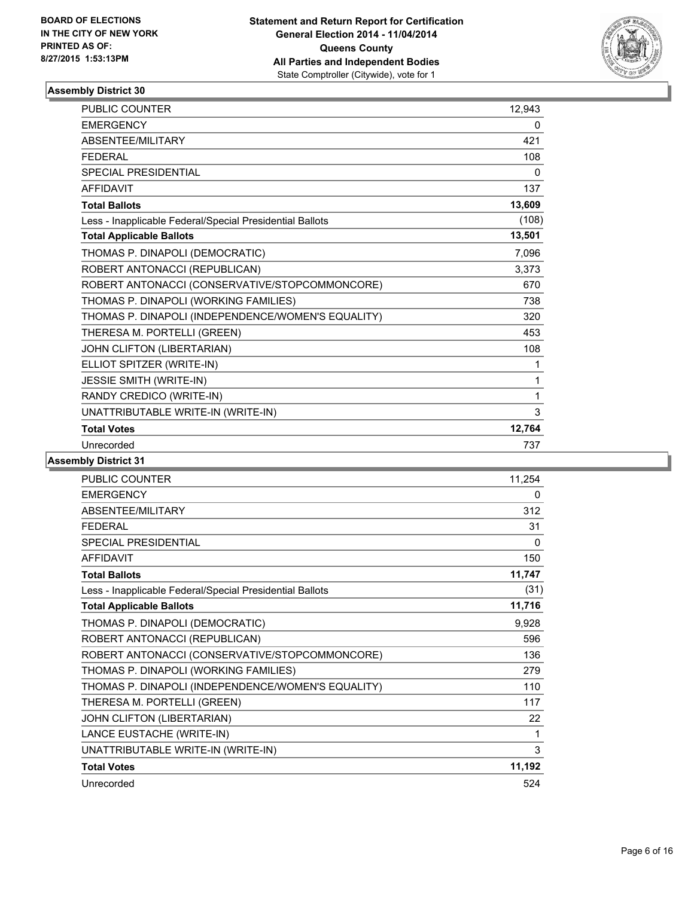BOARD OF ELECTIONS
IN THE CITY OF NEW YORK
PRINTED AS OF:
8/27/2015 1:53:13PM

**Statement and Return Report for Certification**
**General Election 2014 - 11/04/2014**
**Queens County**
**All Parties and Independent Bodies**
State Comptroller (Citywide), vote for 1

### Assembly District 30

| | |
|---|---|
| PUBLIC COUNTER | 12,943 |
| EMERGENCY | 0 |
| ABSENTEE/MILITARY | 421 |
| FEDERAL | 108 |
| SPECIAL PRESIDENTIAL | 0 |
| AFFIDAVIT | 137 |
| **Total Ballots** | **13,609** |
| Less - Inapplicable Federal/Special Presidential Ballots | (108) |
| **Total Applicable Ballots** | **13,501** |
| THOMAS P. DINAPOLI (DEMOCRATIC) | 7,096 |
| ROBERT ANTONACCI (REPUBLICAN) | 3,373 |
| ROBERT ANTONACCI (CONSERVATIVE/STOPCOMMONCORE) | 670 |
| THOMAS P. DINAPOLI (WORKING FAMILIES) | 738 |
| THOMAS P. DINAPOLI (INDEPENDENCE/WOMEN'S EQUALITY) | 320 |
| THERESA M. PORTELLI (GREEN) | 453 |
| JOHN CLIFTON (LIBERTARIAN) | 108 |
| ELLIOT SPITZER (WRITE-IN) | 1 |
| JESSIE SMITH (WRITE-IN) | 1 |
| RANDY CREDICO (WRITE-IN) | 1 |
| UNATTRIBUTABLE WRITE-IN (WRITE-IN) | 3 |
| **Total Votes** | **12,764** |
| Unrecorded | 737 |

### Assembly District 31

| | |
|---|---|
| PUBLIC COUNTER | 11,254 |
| EMERGENCY | 0 |
| ABSENTEE/MILITARY | 312 |
| FEDERAL | 31 |
| SPECIAL PRESIDENTIAL | 0 |
| AFFIDAVIT | 150 |
| **Total Ballots** | **11,747** |
| Less - Inapplicable Federal/Special Presidential Ballots | (31) |
| **Total Applicable Ballots** | **11,716** |
| THOMAS P. DINAPOLI (DEMOCRATIC) | 9,928 |
| ROBERT ANTONACCI (REPUBLICAN) | 596 |
| ROBERT ANTONACCI (CONSERVATIVE/STOPCOMMONCORE) | 136 |
| THOMAS P. DINAPOLI (WORKING FAMILIES) | 279 |
| THOMAS P. DINAPOLI (INDEPENDENCE/WOMEN'S EQUALITY) | 110 |
| THERESA M. PORTELLI (GREEN) | 117 |
| JOHN CLIFTON (LIBERTARIAN) | 22 |
| LANCE EUSTACHE (WRITE-IN) | 1 |
| UNATTRIBUTABLE WRITE-IN (WRITE-IN) | 3 |
| **Total Votes** | **11,192** |
| Unrecorded | 524 |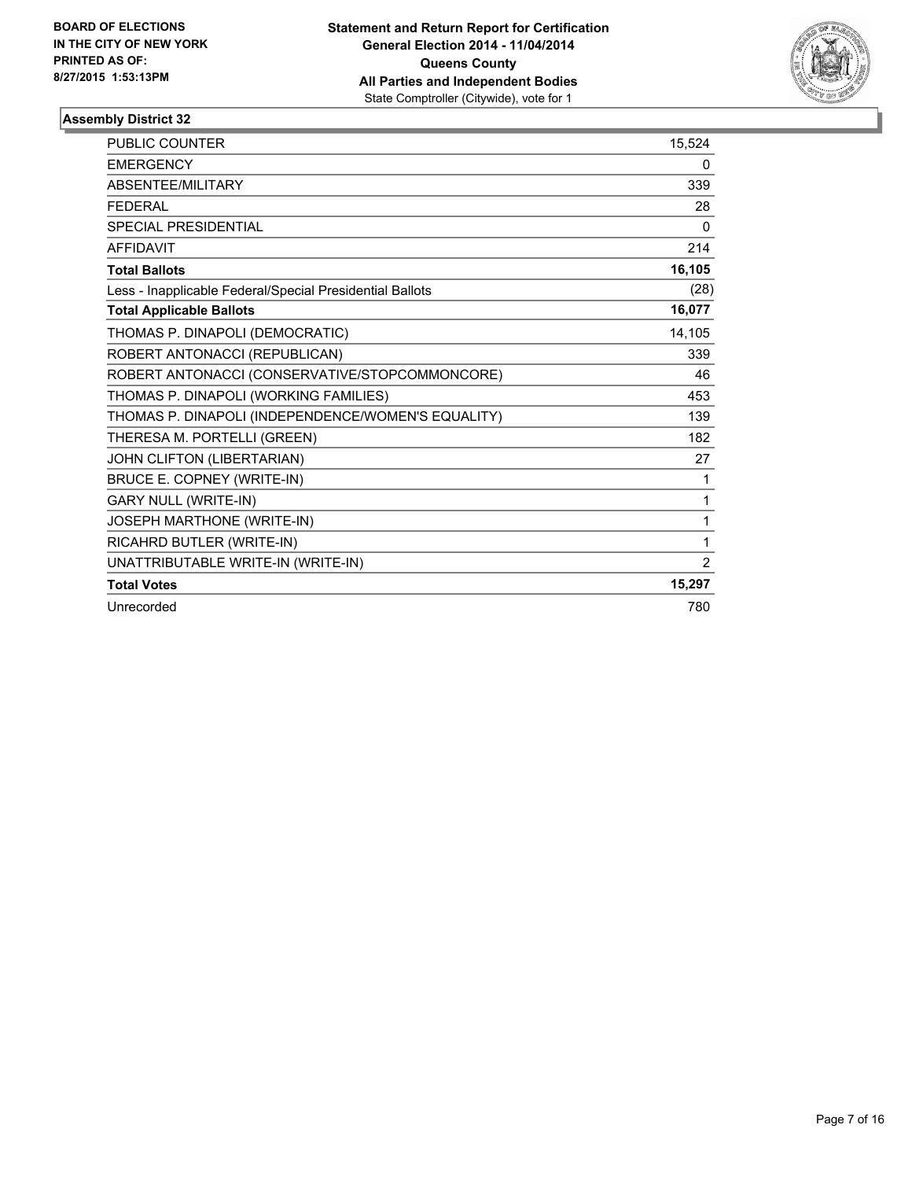**BOARD OF ELECTIONS IN THE CITY OF NEW YORK PRINTED AS OF: 8/27/2015 1:53:13PM**

**Statement and Return Report for Certification General Election 2014 - 11/04/2014 Queens County All Parties and Independent Bodies**
State Comptroller (Citywide), vote for 1

### Assembly District 32

| | |
|---|---|
| PUBLIC COUNTER | 15,524 |
| EMERGENCY | 0 |
| ABSENTEE/MILITARY | 339 |
| FEDERAL | 28 |
| SPECIAL PRESIDENTIAL | 0 |
| AFFIDAVIT | 214 |
| **Total Ballots** | **16,105** |
| Less - Inapplicable Federal/Special Presidential Ballots | (28) |
| **Total Applicable Ballots** | **16,077** |
| THOMAS P. DINAPOLI (DEMOCRATIC) | 14,105 |
| ROBERT ANTONACCI (REPUBLICAN) | 339 |
| ROBERT ANTONACCI (CONSERVATIVE/STOPCOMMONCORE) | 46 |
| THOMAS P. DINAPOLI (WORKING FAMILIES) | 453 |
| THOMAS P. DINAPOLI (INDEPENDENCE/WOMEN'S EQUALITY) | 139 |
| THERESA M. PORTELLI (GREEN) | 182 |
| JOHN CLIFTON (LIBERTARIAN) | 27 |
| BRUCE E. COPNEY (WRITE-IN) | 1 |
| GARY NULL (WRITE-IN) | 1 |
| JOSEPH MARTHONE (WRITE-IN) | 1 |
| RICAHRD BUTLER (WRITE-IN) | 1 |
| UNATTRIBUTABLE WRITE-IN (WRITE-IN) | 2 |
| **Total Votes** | **15,297** |
| Unrecorded | 780 |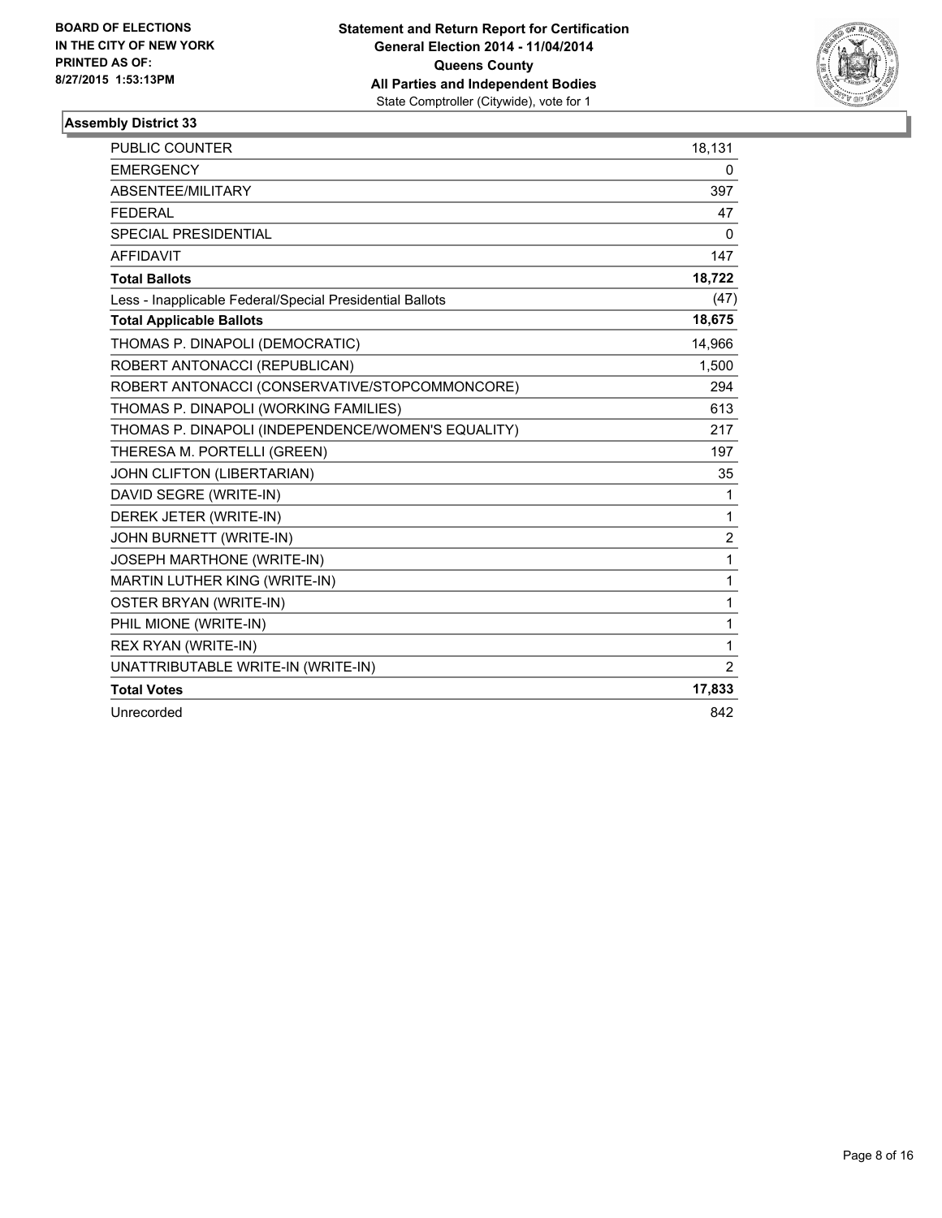**BOARD OF ELECTIONS IN THE CITY OF NEW YORK PRINTED AS OF: 8/27/2015 1:53:13PM**

**Statement and Return Report for Certification General Election 2014 - 11/04/2014 Queens County All Parties and Independent Bodies**
State Comptroller (Citywide), vote for 1

## Assembly District 33

| | |
|---|---|
| PUBLIC COUNTER | 18,131 |
| EMERGENCY | 0 |
| ABSENTEE/MILITARY | 397 |
| FEDERAL | 47 |
| SPECIAL PRESIDENTIAL | 0 |
| AFFIDAVIT | 147 |
| **Total Ballots** | **18,722** |
| Less - Inapplicable Federal/Special Presidential Ballots | (47) |
| **Total Applicable Ballots** | **18,675** |
| THOMAS P. DINAPOLI (DEMOCRATIC) | 14,966 |
| ROBERT ANTONACCI (REPUBLICAN) | 1,500 |
| ROBERT ANTONACCI (CONSERVATIVE/STOPCOMMONCORE) | 294 |
| THOMAS P. DINAPOLI (WORKING FAMILIES) | 613 |
| THOMAS P. DINAPOLI (INDEPENDENCE/WOMEN'S EQUALITY) | 217 |
| THERESA M. PORTELLI (GREEN) | 197 |
| JOHN CLIFTON (LIBERTARIAN) | 35 |
| DAVID SEGRE (WRITE-IN) | 1 |
| DEREK JETER (WRITE-IN) | 1 |
| JOHN BURNETT (WRITE-IN) | 2 |
| JOSEPH MARTHONE (WRITE-IN) | 1 |
| MARTIN LUTHER KING (WRITE-IN) | 1 |
| OSTER BRYAN (WRITE-IN) | 1 |
| PHIL MIONE (WRITE-IN) | 1 |
| REX RYAN (WRITE-IN) | 1 |
| UNATTRIBUTABLE WRITE-IN (WRITE-IN) | 2 |
| **Total Votes** | **17,833** |
| Unrecorded | 842 |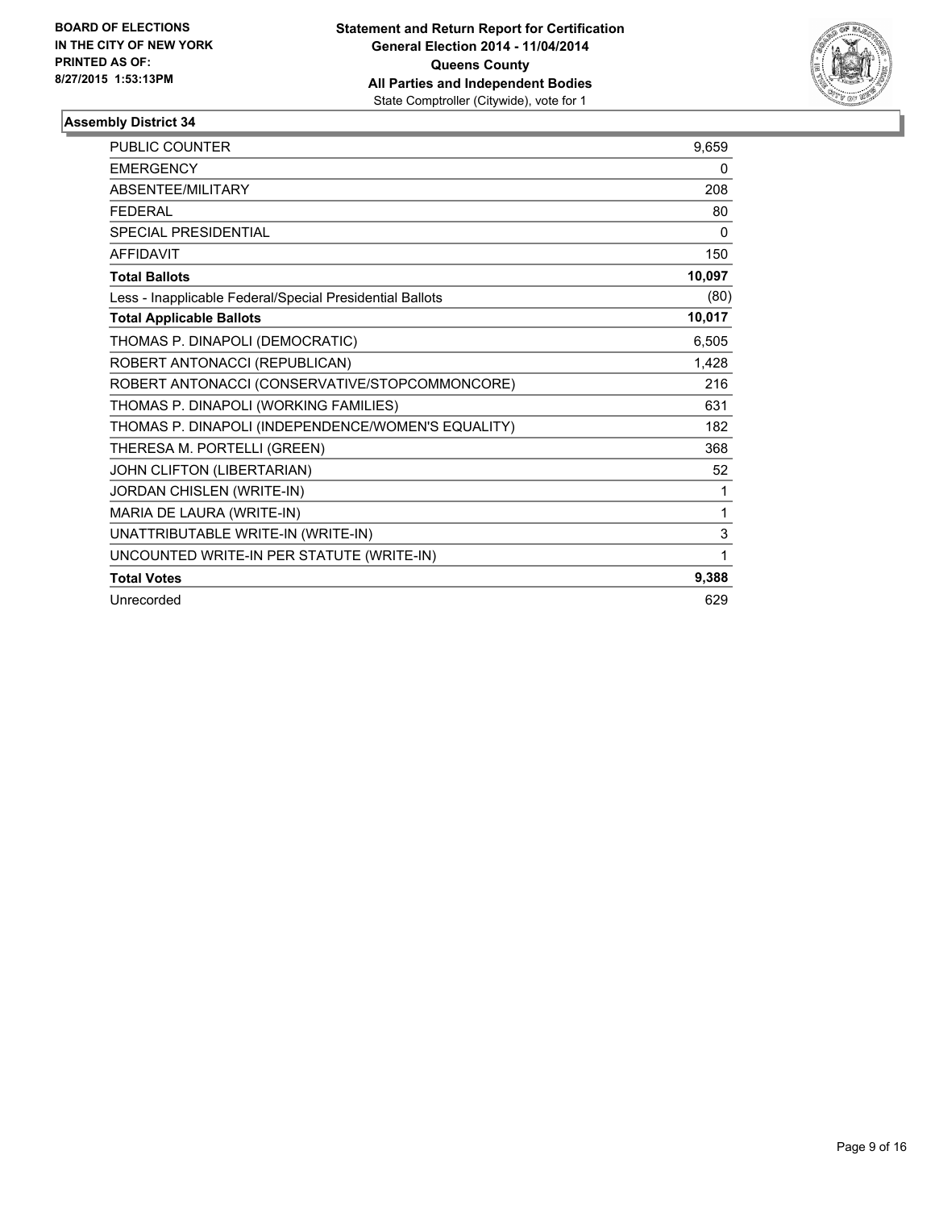**BOARD OF ELECTIONS IN THE CITY OF NEW YORK PRINTED AS OF: 8/27/2015 1:53:13PM**

**Statement and Return Report for Certification General Election 2014 - 11/04/2014 Queens County All Parties and Independent Bodies**
State Comptroller (Citywide), vote for 1

## Assembly District 34

| | |
|---|---|
| PUBLIC COUNTER | 9,659 |
| EMERGENCY | 0 |
| ABSENTEE/MILITARY | 208 |
| FEDERAL | 80 |
| SPECIAL PRESIDENTIAL | 0 |
| AFFIDAVIT | 150 |
| **Total Ballots** | **10,097** |
| Less - Inapplicable Federal/Special Presidential Ballots | (80) |
| **Total Applicable Ballots** | **10,017** |
| THOMAS P. DINAPOLI (DEMOCRATIC) | 6,505 |
| ROBERT ANTONACCI (REPUBLICAN) | 1,428 |
| ROBERT ANTONACCI (CONSERVATIVE/STOPCOMMONCORE) | 216 |
| THOMAS P. DINAPOLI (WORKING FAMILIES) | 631 |
| THOMAS P. DINAPOLI (INDEPENDENCE/WOMEN'S EQUALITY) | 182 |
| THERESA M. PORTELLI (GREEN) | 368 |
| JOHN CLIFTON (LIBERTARIAN) | 52 |
| JORDAN CHISLEN (WRITE-IN) | 1 |
| MARIA DE LAURA (WRITE-IN) | 1 |
| UNATTRIBUTABLE WRITE-IN (WRITE-IN) | 3 |
| UNCOUNTED WRITE-IN PER STATUTE (WRITE-IN) | 1 |
| **Total Votes** | **9,388** |
| Unrecorded | 629 |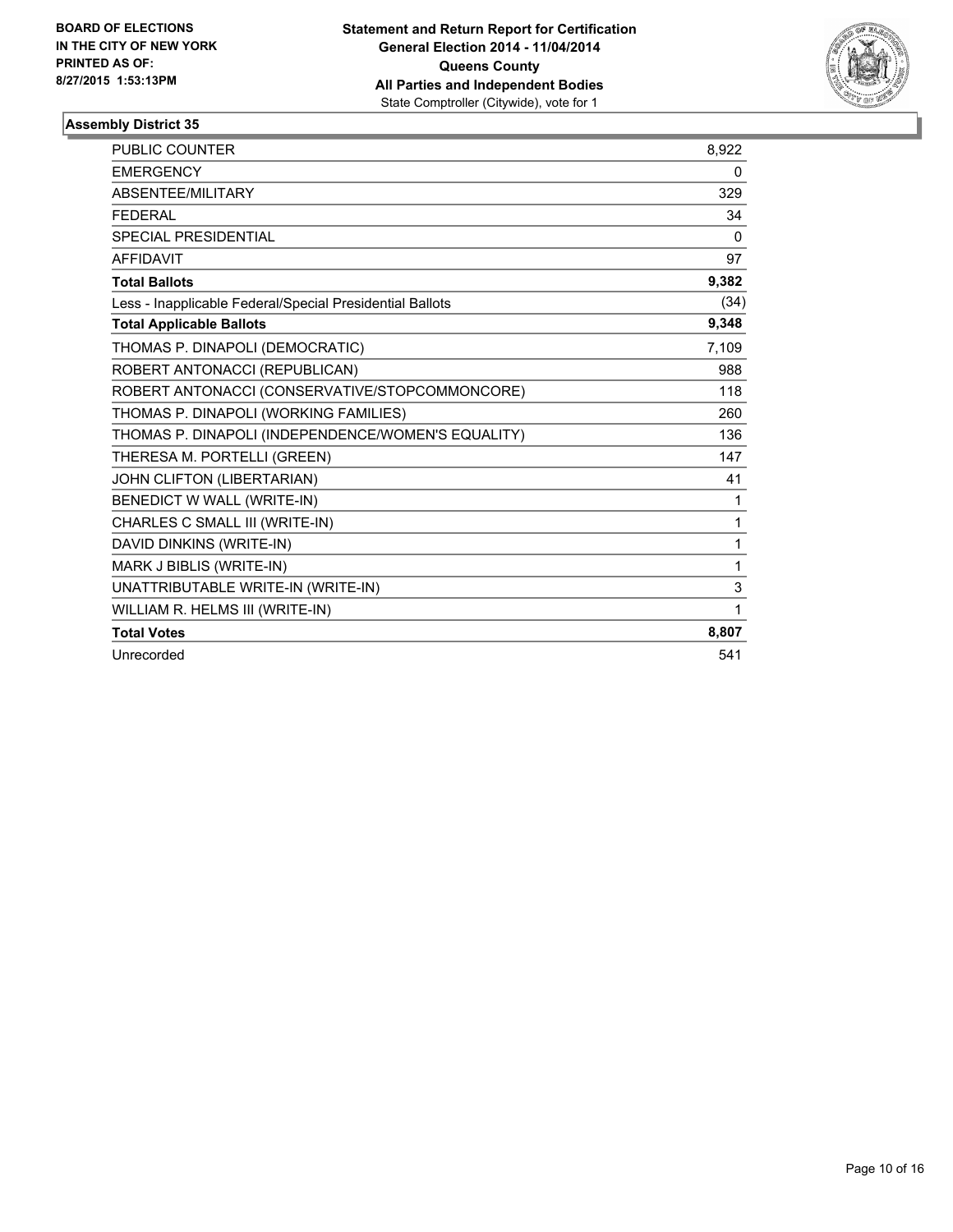**BOARD OF ELECTIONS IN THE CITY OF NEW YORK PRINTED AS OF: 8/27/2015 1:53:13PM**

**Statement and Return Report for Certification General Election 2014 - 11/04/2014 Queens County All Parties and Independent Bodies**
State Comptroller (Citywide), vote for 1

### Assembly District 35

| | |
|---|---|
| PUBLIC COUNTER | 8,922 |
| EMERGENCY | 0 |
| ABSENTEE/MILITARY | 329 |
| FEDERAL | 34 |
| SPECIAL PRESIDENTIAL | 0 |
| AFFIDAVIT | 97 |
| **Total Ballots** | **9,382** |
| Less - Inapplicable Federal/Special Presidential Ballots | (34) |
| **Total Applicable Ballots** | **9,348** |
| THOMAS P. DINAPOLI (DEMOCRATIC) | 7,109 |
| ROBERT ANTONACCI (REPUBLICAN) | 988 |
| ROBERT ANTONACCI (CONSERVATIVE/STOPCOMMONCORE) | 118 |
| THOMAS P. DINAPOLI (WORKING FAMILIES) | 260 |
| THOMAS P. DINAPOLI (INDEPENDENCE/WOMEN'S EQUALITY) | 136 |
| THERESA M. PORTELLI (GREEN) | 147 |
| JOHN CLIFTON (LIBERTARIAN) | 41 |
| BENEDICT W WALL (WRITE-IN) | 1 |
| CHARLES C SMALL III (WRITE-IN) | 1 |
| DAVID DINKINS (WRITE-IN) | 1 |
| MARK J BIBLIS (WRITE-IN) | 1 |
| UNATTRIBUTABLE WRITE-IN (WRITE-IN) | 3 |
| WILLIAM R. HELMS III (WRITE-IN) | 1 |
| **Total Votes** | **8,807** |
| Unrecorded | 541 |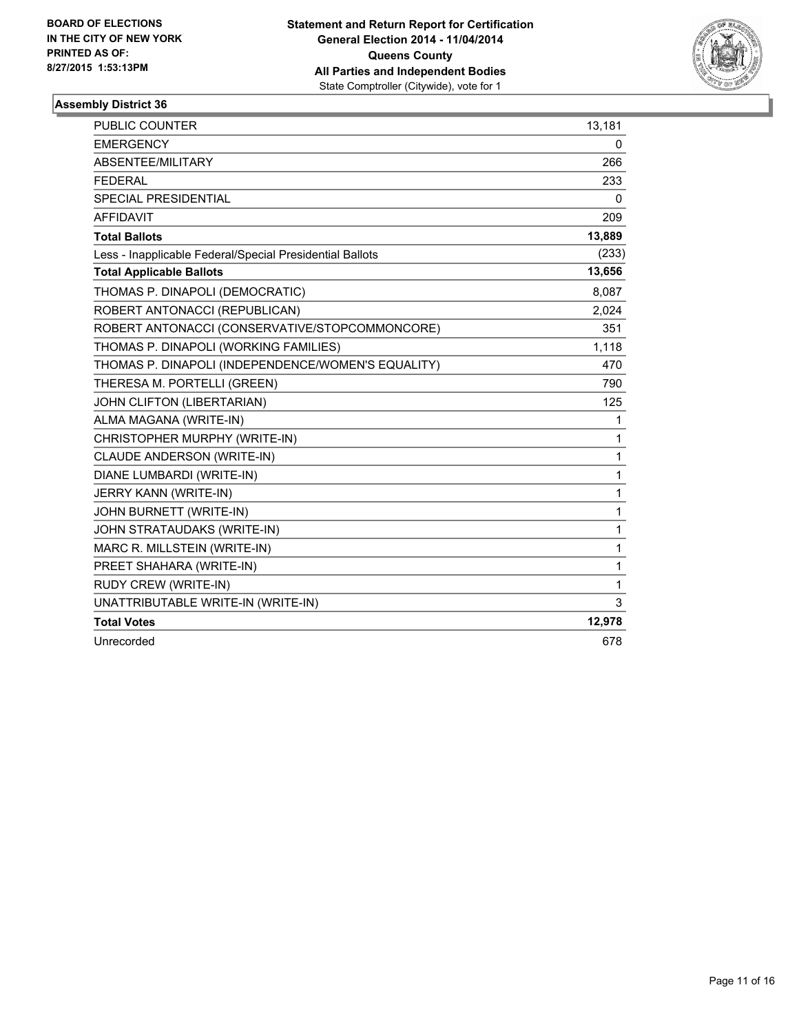**BOARD OF ELECTIONS IN THE CITY OF NEW YORK PRINTED AS OF: 8/27/2015 1:53:13PM**

**Statement and Return Report for Certification**
**General Election 2014 - 11/04/2014**
**Queens County**
**All Parties and Independent Bodies**
State Comptroller (Citywide), vote for 1

### Assembly District 36

| | |
|---|---|
| PUBLIC COUNTER | 13,181 |
| EMERGENCY | 0 |
| ABSENTEE/MILITARY | 266 |
| FEDERAL | 233 |
| SPECIAL PRESIDENTIAL | 0 |
| AFFIDAVIT | 209 |
| **Total Ballots** | **13,889** |
| Less - Inapplicable Federal/Special Presidential Ballots | (233) |
| **Total Applicable Ballots** | **13,656** |
| THOMAS P. DINAPOLI (DEMOCRATIC) | 8,087 |
| ROBERT ANTONACCI (REPUBLICAN) | 2,024 |
| ROBERT ANTONACCI (CONSERVATIVE/STOPCOMMONCORE) | 351 |
| THOMAS P. DINAPOLI (WORKING FAMILIES) | 1,118 |
| THOMAS P. DINAPOLI (INDEPENDENCE/WOMEN'S EQUALITY) | 470 |
| THERESA M. PORTELLI (GREEN) | 790 |
| JOHN CLIFTON (LIBERTARIAN) | 125 |
| ALMA MAGANA (WRITE-IN) | 1 |
| CHRISTOPHER MURPHY (WRITE-IN) | 1 |
| CLAUDE ANDERSON (WRITE-IN) | 1 |
| DIANE LUMBARDI (WRITE-IN) | 1 |
| JERRY KANN (WRITE-IN) | 1 |
| JOHN BURNETT (WRITE-IN) | 1 |
| JOHN STRATAUDAKS (WRITE-IN) | 1 |
| MARC R. MILLSTEIN (WRITE-IN) | 1 |
| PREET SHAHARA (WRITE-IN) | 1 |
| RUDY CREW (WRITE-IN) | 1 |
| UNATTRIBUTABLE WRITE-IN (WRITE-IN) | 3 |
| **Total Votes** | **12,978** |
| Unrecorded | 678 |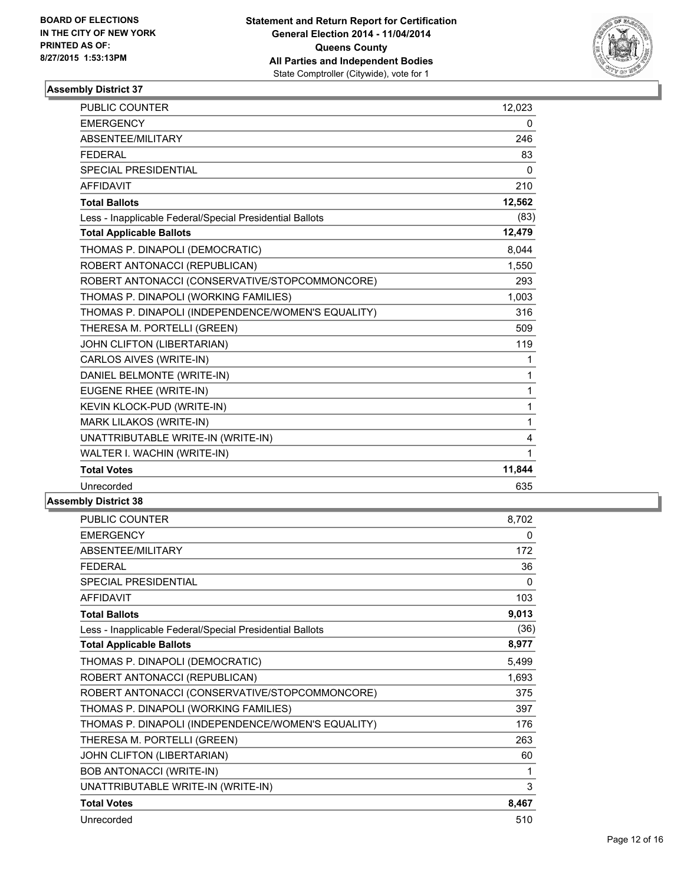BOARD OF ELECTIONS
IN THE CITY OF NEW YORK
PRINTED AS OF:
8/27/2015 1:53:13PM

**Statement and Return Report for Certification**
**General Election 2014 - 11/04/2014**
**Queens County**
**All Parties and Independent Bodies**
State Comptroller (Citywide), vote for 1

### Assembly District 37

| | |
|---|---|
| PUBLIC COUNTER | 12,023 |
| EMERGENCY | 0 |
| ABSENTEE/MILITARY | 246 |
| FEDERAL | 83 |
| SPECIAL PRESIDENTIAL | 0 |
| AFFIDAVIT | 210 |
| **Total Ballots** | **12,562** |
| Less - Inapplicable Federal/Special Presidential Ballots | (83) |
| **Total Applicable Ballots** | **12,479** |
| THOMAS P. DINAPOLI (DEMOCRATIC) | 8,044 |
| ROBERT ANTONACCI (REPUBLICAN) | 1,550 |
| ROBERT ANTONACCI (CONSERVATIVE/STOPCOMMONCORE) | 293 |
| THOMAS P. DINAPOLI (WORKING FAMILIES) | 1,003 |
| THOMAS P. DINAPOLI (INDEPENDENCE/WOMEN'S EQUALITY) | 316 |
| THERESA M. PORTELLI (GREEN) | 509 |
| JOHN CLIFTON (LIBERTARIAN) | 119 |
| CARLOS AIVES (WRITE-IN) | 1 |
| DANIEL BELMONTE (WRITE-IN) | 1 |
| EUGENE RHEE (WRITE-IN) | 1 |
| KEVIN KLOCK-PUD (WRITE-IN) | 1 |
| MARK LILAKOS (WRITE-IN) | 1 |
| UNATTRIBUTABLE WRITE-IN (WRITE-IN) | 4 |
| WALTER I. WACHIN (WRITE-IN) | 1 |
| **Total Votes** | **11,844** |
| Unrecorded | 635 |

### Assembly District 38

| | |
|---|---|
| PUBLIC COUNTER | 8,702 |
| EMERGENCY | 0 |
| ABSENTEE/MILITARY | 172 |
| FEDERAL | 36 |
| SPECIAL PRESIDENTIAL | 0 |
| AFFIDAVIT | 103 |
| **Total Ballots** | **9,013** |
| Less - Inapplicable Federal/Special Presidential Ballots | (36) |
| **Total Applicable Ballots** | **8,977** |
| THOMAS P. DINAPOLI (DEMOCRATIC) | 5,499 |
| ROBERT ANTONACCI (REPUBLICAN) | 1,693 |
| ROBERT ANTONACCI (CONSERVATIVE/STOPCOMMONCORE) | 375 |
| THOMAS P. DINAPOLI (WORKING FAMILIES) | 397 |
| THOMAS P. DINAPOLI (INDEPENDENCE/WOMEN'S EQUALITY) | 176 |
| THERESA M. PORTELLI (GREEN) | 263 |
| JOHN CLIFTON (LIBERTARIAN) | 60 |
| BOB ANTONACCI (WRITE-IN) | 1 |
| UNATTRIBUTABLE WRITE-IN (WRITE-IN) | 3 |
| **Total Votes** | **8,467** |
| Unrecorded | 510 |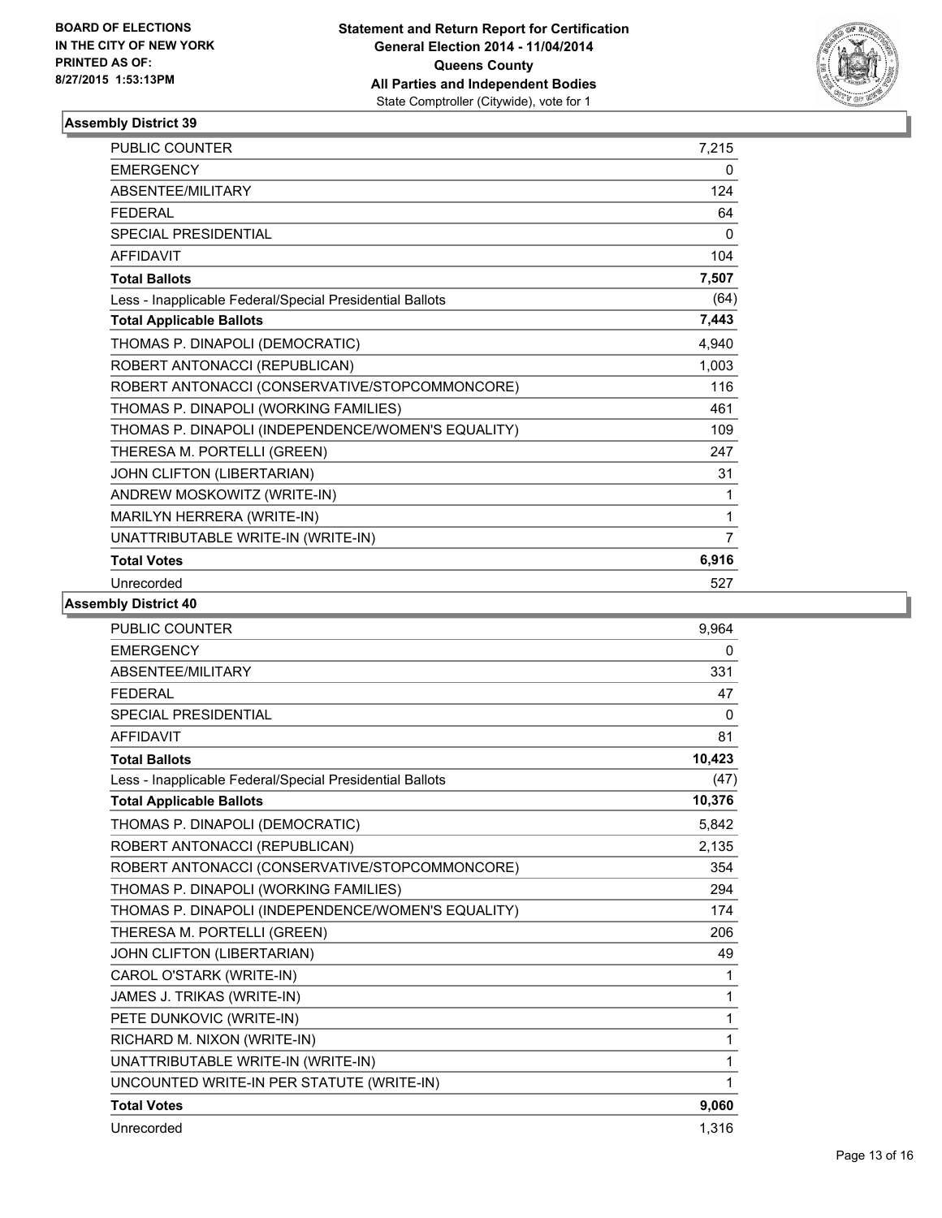**BOARD OF ELECTIONS IN THE CITY OF NEW YORK PRINTED AS OF: 8/27/2015 1:53:13PM**

**Statement and Return Report for Certification**
**General Election 2014 - 11/04/2014**
**Queens County**
**All Parties and Independent Bodies**
State Comptroller (Citywide), vote for 1

### Assembly District 39

| | |
|---|---|
| PUBLIC COUNTER | 7,215 |
| EMERGENCY | 0 |
| ABSENTEE/MILITARY | 124 |
| FEDERAL | 64 |
| SPECIAL PRESIDENTIAL | 0 |
| AFFIDAVIT | 104 |
| **Total Ballots** | **7,507** |
| Less - Inapplicable Federal/Special Presidential Ballots | (64) |
| **Total Applicable Ballots** | **7,443** |
| THOMAS P. DINAPOLI (DEMOCRATIC) | 4,940 |
| ROBERT ANTONACCI (REPUBLICAN) | 1,003 |
| ROBERT ANTONACCI (CONSERVATIVE/STOPCOMMONCORE) | 116 |
| THOMAS P. DINAPOLI (WORKING FAMILIES) | 461 |
| THOMAS P. DINAPOLI (INDEPENDENCE/WOMEN'S EQUALITY) | 109 |
| THERESA M. PORTELLI (GREEN) | 247 |
| JOHN CLIFTON (LIBERTARIAN) | 31 |
| ANDREW MOSKOWITZ (WRITE-IN) | 1 |
| MARILYN HERRERA (WRITE-IN) | 1 |
| UNATTRIBUTABLE WRITE-IN (WRITE-IN) | 7 |
| **Total Votes** | **6,916** |
| Unrecorded | 527 |

### Assembly District 40

| | |
|---|---|
| PUBLIC COUNTER | 9,964 |
| EMERGENCY | 0 |
| ABSENTEE/MILITARY | 331 |
| FEDERAL | 47 |
| SPECIAL PRESIDENTIAL | 0 |
| AFFIDAVIT | 81 |
| **Total Ballots** | **10,423** |
| Less - Inapplicable Federal/Special Presidential Ballots | (47) |
| **Total Applicable Ballots** | **10,376** |
| THOMAS P. DINAPOLI (DEMOCRATIC) | 5,842 |
| ROBERT ANTONACCI (REPUBLICAN) | 2,135 |
| ROBERT ANTONACCI (CONSERVATIVE/STOPCOMMONCORE) | 354 |
| THOMAS P. DINAPOLI (WORKING FAMILIES) | 294 |
| THOMAS P. DINAPOLI (INDEPENDENCE/WOMEN'S EQUALITY) | 174 |
| THERESA M. PORTELLI (GREEN) | 206 |
| JOHN CLIFTON (LIBERTARIAN) | 49 |
| CAROL O'STARK (WRITE-IN) | 1 |
| JAMES J. TRIKAS (WRITE-IN) | 1 |
| PETE DUNKOVIC (WRITE-IN) | 1 |
| RICHARD M. NIXON (WRITE-IN) | 1 |
| UNATTRIBUTABLE WRITE-IN (WRITE-IN) | 1 |
| UNCOUNTED WRITE-IN PER STATUTE (WRITE-IN) | 1 |
| **Total Votes** | **9,060** |
| Unrecorded | 1,316 |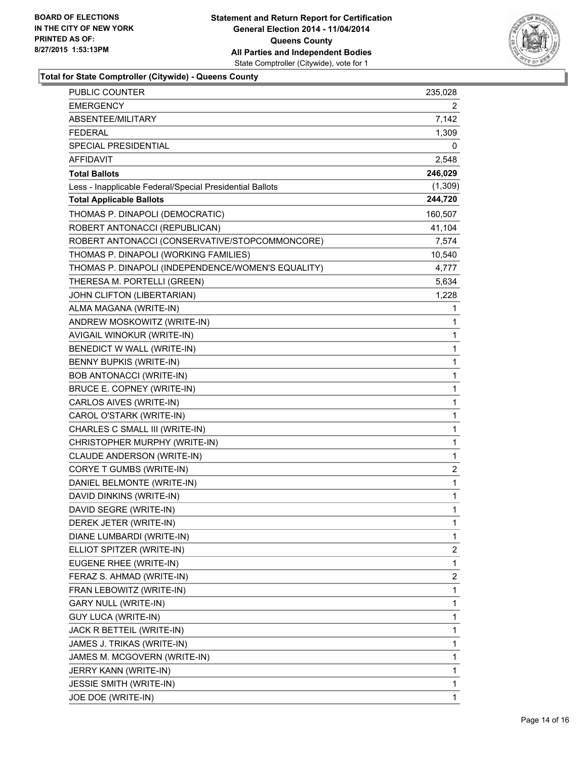BOARD OF ELECTIONS
IN THE CITY OF NEW YORK
PRINTED AS OF:
8/27/2015 1:53:13PM

**Statement and Return Report for Certification**
**General Election 2014 - 11/04/2014**
**Queens County**
**All Parties and Independent Bodies**
State Comptroller (Citywide), vote for 1

### Total for State Comptroller (Citywide) - Queens County

| | |
|---|---|
| PUBLIC COUNTER | 235,028 |
| EMERGENCY | 2 |
| ABSENTEE/MILITARY | 7,142 |
| FEDERAL | 1,309 |
| SPECIAL PRESIDENTIAL | 0 |
| AFFIDAVIT | 2,548 |
| **Total Ballots** | **246,029** |
| Less - Inapplicable Federal/Special Presidential Ballots | (1,309) |
| **Total Applicable Ballots** | **244,720** |
| THOMAS P. DINAPOLI (DEMOCRATIC) | 160,507 |
| ROBERT ANTONACCI (REPUBLICAN) | 41,104 |
| ROBERT ANTONACCI (CONSERVATIVE/STOPCOMMONCORE) | 7,574 |
| THOMAS P. DINAPOLI (WORKING FAMILIES) | 10,540 |
| THOMAS P. DINAPOLI (INDEPENDENCE/WOMEN'S EQUALITY) | 4,777 |
| THERESA M. PORTELLI (GREEN) | 5,634 |
| JOHN CLIFTON (LIBERTARIAN) | 1,228 |
| ALMA MAGANA (WRITE-IN) | 1 |
| ANDREW MOSKOWITZ (WRITE-IN) | 1 |
| AVIGAIL WINOKUR (WRITE-IN) | 1 |
| BENEDICT W WALL (WRITE-IN) | 1 |
| BENNY BUPKIS (WRITE-IN) | 1 |
| BOB ANTONACCI (WRITE-IN) | 1 |
| BRUCE E. COPNEY (WRITE-IN) | 1 |
| CARLOS AIVES (WRITE-IN) | 1 |
| CAROL O'STARK (WRITE-IN) | 1 |
| CHARLES C SMALL III (WRITE-IN) | 1 |
| CHRISTOPHER MURPHY (WRITE-IN) | 1 |
| CLAUDE ANDERSON (WRITE-IN) | 1 |
| CORYE T GUMBS (WRITE-IN) | 2 |
| DANIEL BELMONTE (WRITE-IN) | 1 |
| DAVID DINKINS (WRITE-IN) | 1 |
| DAVID SEGRE (WRITE-IN) | 1 |
| DEREK JETER (WRITE-IN) | 1 |
| DIANE LUMBARDI (WRITE-IN) | 1 |
| ELLIOT SPITZER (WRITE-IN) | 2 |
| EUGENE RHEE (WRITE-IN) | 1 |
| FERAZ S. AHMAD (WRITE-IN) | 2 |
| FRAN LEBOWITZ (WRITE-IN) | 1 |
| GARY NULL (WRITE-IN) | 1 |
| GUY LUCA (WRITE-IN) | 1 |
| JACK R BETTEIL (WRITE-IN) | 1 |
| JAMES J. TRIKAS (WRITE-IN) | 1 |
| JAMES M. MCGOVERN (WRITE-IN) | 1 |
| JERRY KANN (WRITE-IN) | 1 |
| JESSIE SMITH (WRITE-IN) | 1 |
| JOE DOE (WRITE-IN) | 1 |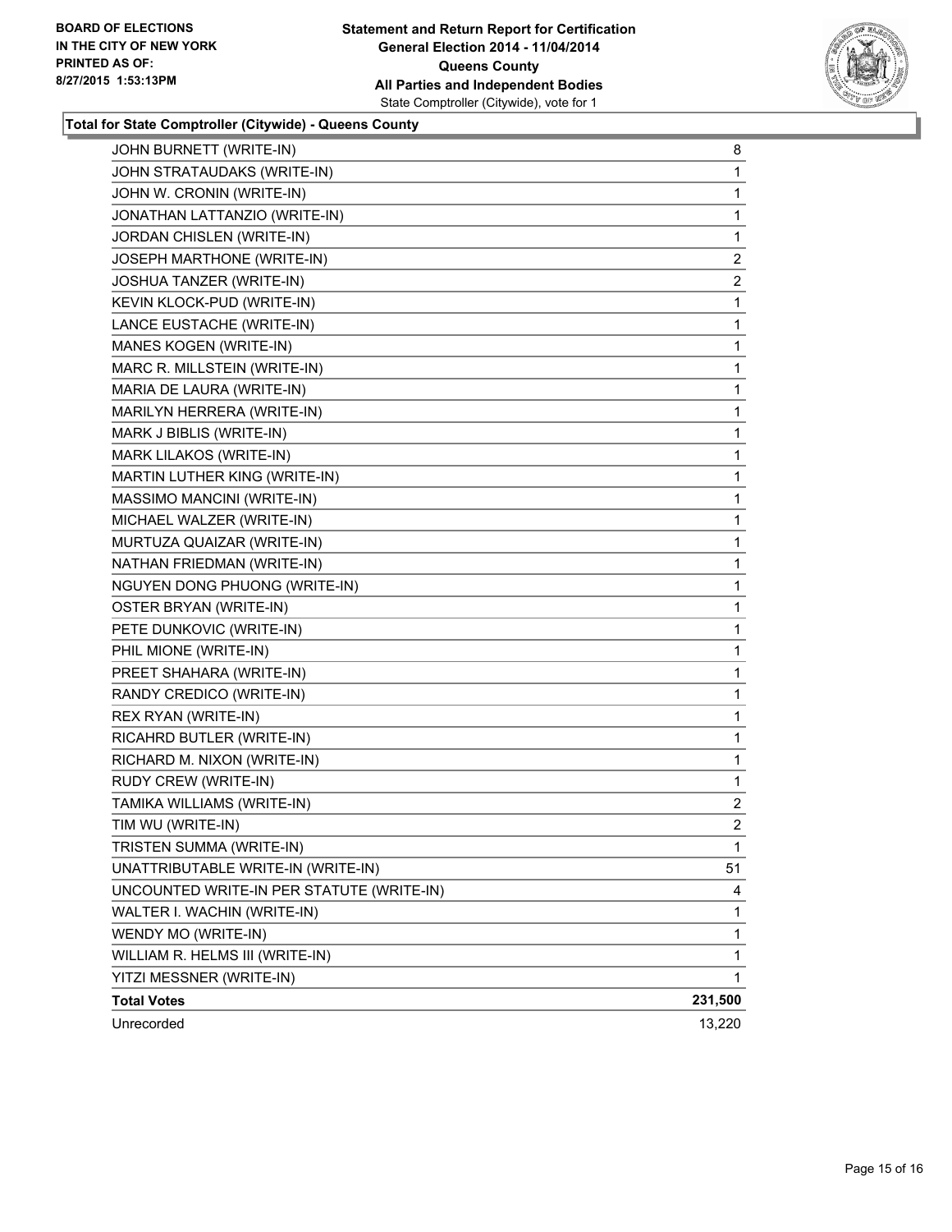**Total for State Comptroller (Citywide) - Queens County**

| | |
|---|---|
| JOHN BURNETT (WRITE-IN) | 8 |
| JOHN STRATAUDAKS (WRITE-IN) | 1 |
| JOHN W. CRONIN (WRITE-IN) | 1 |
| JONATHAN LATTANZIO (WRITE-IN) | 1 |
| JORDAN CHISLEN (WRITE-IN) | 1 |
| JOSEPH MARTHONE (WRITE-IN) | 2 |
| JOSHUA TANZER (WRITE-IN) | 2 |
| KEVIN KLOCK-PUD (WRITE-IN) | 1 |
| LANCE EUSTACHE (WRITE-IN) | 1 |
| MANES KOGEN (WRITE-IN) | 1 |
| MARC R. MILLSTEIN (WRITE-IN) | 1 |
| MARIA DE LAURA (WRITE-IN) | 1 |
| MARILYN HERRERA (WRITE-IN) | 1 |
| MARK J BIBLIS (WRITE-IN) | 1 |
| MARK LILAKOS (WRITE-IN) | 1 |
| MARTIN LUTHER KING (WRITE-IN) | 1 |
| MASSIMO MANCINI (WRITE-IN) | 1 |
| MICHAEL WALZER (WRITE-IN) | 1 |
| MURTUZA QUAIZAR (WRITE-IN) | 1 |
| NATHAN FRIEDMAN (WRITE-IN) | 1 |
| NGUYEN DONG PHUONG (WRITE-IN) | 1 |
| OSTER BRYAN (WRITE-IN) | 1 |
| PETE DUNKOVIC (WRITE-IN) | 1 |
| PHIL MIONE (WRITE-IN) | 1 |
| PREET SHAHARA (WRITE-IN) | 1 |
| RANDY CREDICO (WRITE-IN) | 1 |
| REX RYAN (WRITE-IN) | 1 |
| RICAHRD BUTLER (WRITE-IN) | 1 |
| RICHARD M. NIXON (WRITE-IN) | 1 |
| RUDY CREW (WRITE-IN) | 1 |
| TAMIKA WILLIAMS (WRITE-IN) | 2 |
| TIM WU (WRITE-IN) | 2 |
| TRISTEN SUMMA (WRITE-IN) | 1 |
| UNATTRIBUTABLE WRITE-IN (WRITE-IN) | 51 |
| UNCOUNTED WRITE-IN PER STATUTE (WRITE-IN) | 4 |
| WALTER I. WACHIN (WRITE-IN) | 1 |
| WENDY MO (WRITE-IN) | 1 |
| WILLIAM R. HELMS III (WRITE-IN) | 1 |
| YITZI MESSNER (WRITE-IN) | 1 |
| **Total Votes** | **231,500** |
| Unrecorded | 13,220 |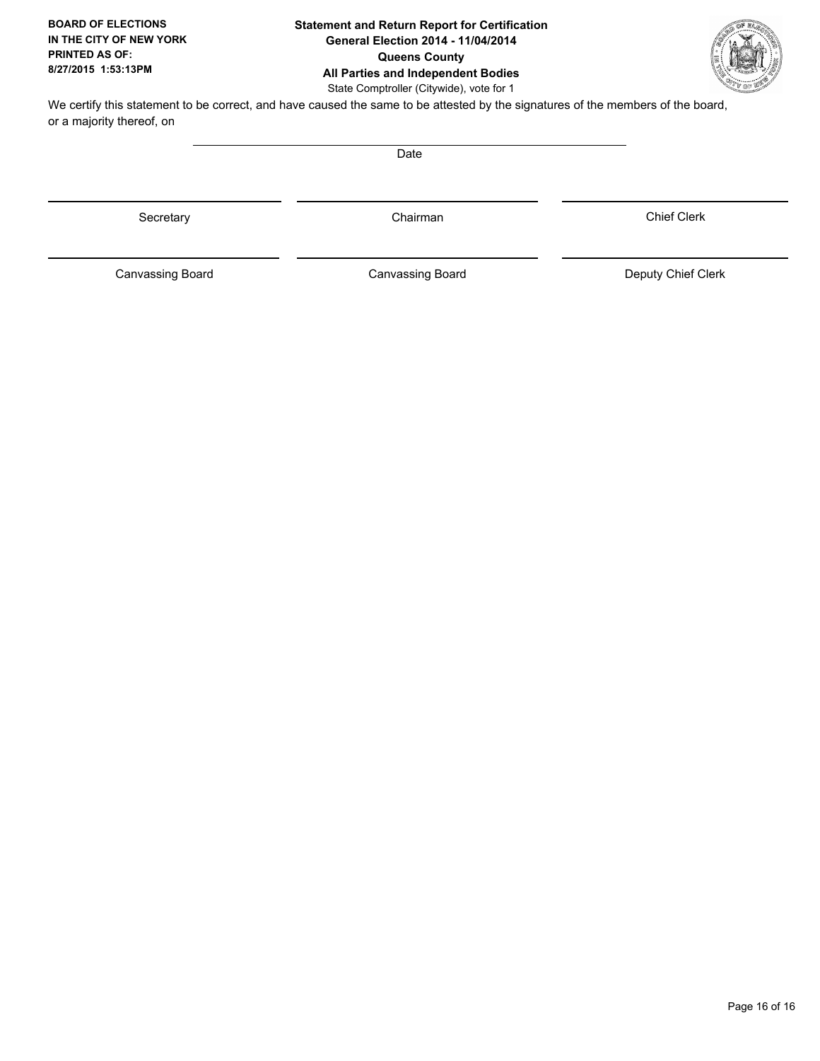We certify this statement to be correct, and have caused the same to be attested by the signatures of the members of the board, or a majority thereof, on

Date

| | | |
|---|---|---|
| Secretary | Chairman | Chief Clerk |
| Canvassing Board | Canvassing Board | Deputy Chief Clerk |